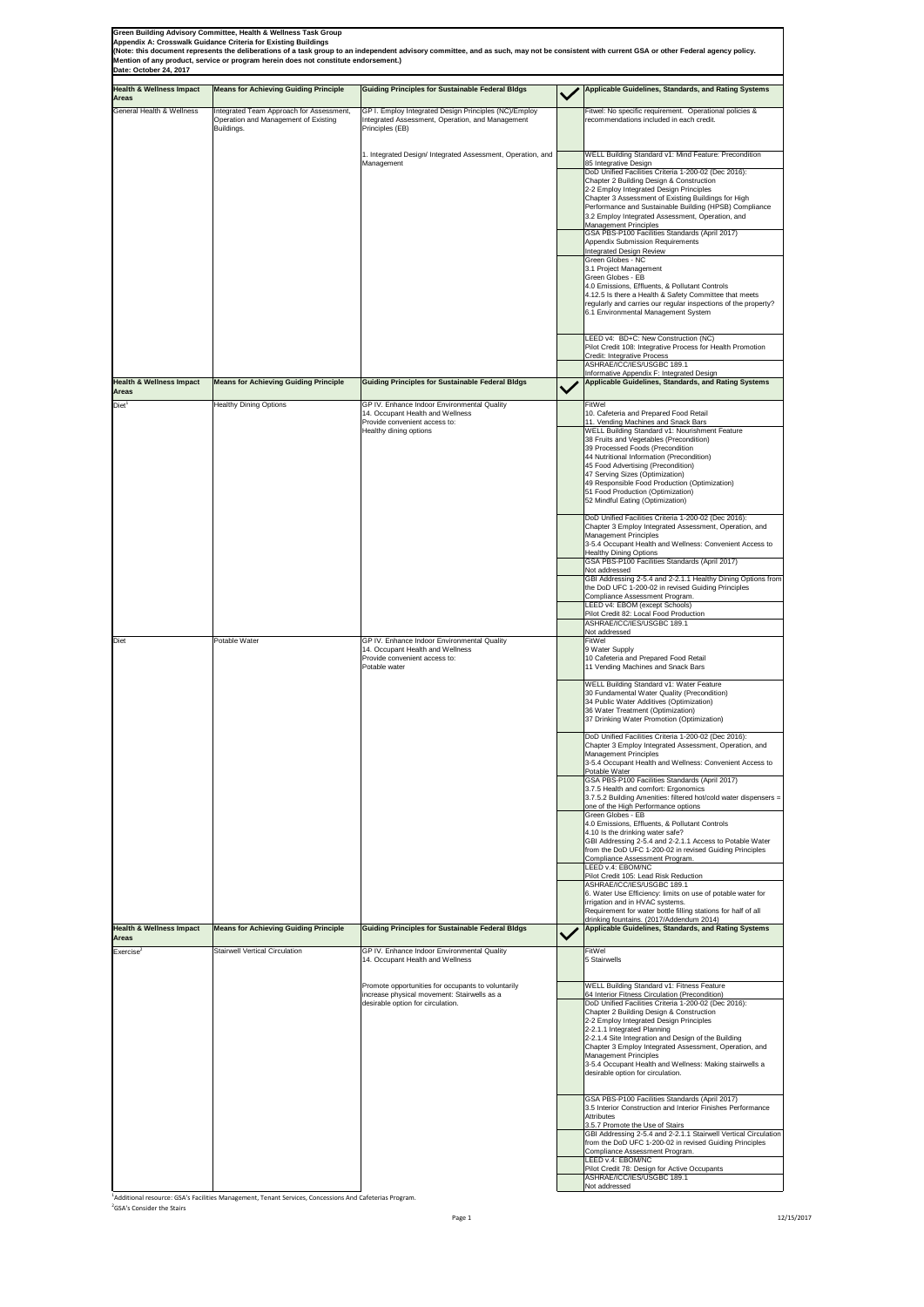**Green Building Advisory Committee, Health & Wellness Task Group**
**Appendix A: Crosswalk Guidance Criteria for Existing Buildings**
**(Note: this document represents the deliberations of a task group to an independent advisory committee, and as such, may not be consistent with current GSA or other Federal agency policy. Mention of any product, service or program herein does not constitute endorsement.)**
**Date: October 24, 2017**

| Health & Wellness Impact Areas | Means for Achieving Guiding Principle | Guiding Principles for Sustainable Federal Bldgs | ✓ | Applicable Guidelines, Standards, and Rating Systems |
|---|---|---|---|---|
| General Health & Wellness | Integrated Team Approach for Assessment, Operation and Management of Existing Buildings. | GP I. Employ Integrated Design Principles (NC)/Employ Integrated Assessment, Operation, and Management Principles (EB) | | Fitwel: No specific requirement. Operational policies & recommendations included in each credit. |
| | | 1. Integrated Design/ Integrated Assessment, Operation, and Management | | WELL Building Standard v1: Mind Feature: Precondition 85 Integrative Design |
| | | | | DoD Unified Facilities Criteria 1-200-02 (Dec 2016): Chapter 2 Building Design & Construction 2-2 Employ Integrated Design Principles Chapter 3 Assessment of Existing Buildings for High Performance and Sustainable Building (HPSB) Compliance 3.2 Employ Integrated Assessment, Operation, and Management Principles |
| | | | | GSA PBS-P100 Facilities Standards (April 2017) Appendix Submission Requirements Integrated Design Review |
| | | | | Green Globes - NC 3.1 Project Management Green Globes - EB 4.0 Emissions, Effluents, & Pollutant Controls 4.12.5 Is there a Health & Safety Committee that meets regularly and carries our regular inspections of the property? 6.1 Environmental Management System |
| | | | | LEED v4: BD+C: New Construction (NC) Pilot Credit 108: Integrative Process for Health Promotion Credit: Integrative Process |
| | | | | ASHRAE/ICC/IES/USGBC 189.1 Informative Appendix F: Integrated Design |
| **Health & Wellness Impact Areas** | **Means for Achieving Guiding Principle** | **Guiding Principles for Sustainable Federal Bldgs** | **✓** | **Applicable Guidelines, Standards, and Rating Systems** |
| Diet[1] | Healthy Dining Options | GP IV. Enhance Indoor Environmental Quality 14. Occupant Health and Wellness Provide convenient access to: Healthy dining options | | FitWel 10. Cafeteria and Prepared Food Retail 11. Vending Machines and Snack Bars |
| | | | | WELL Building Standard v1: Nourishment Feature 38 Fruits and Vegetables (Precondition) 39 Processed Foods (Precondition 44 Nutritional Information (Precondition) 45 Food Advertising (Precondition) 47 Serving Sizes (Optimization) 49 Responsible Food Production (Optimization) 51 Food Production (Optimization) 52 Mindful Eating (Optimization) |
| | | | | DoD Unified Facilities Criteria 1-200-02 (Dec 2016): Chapter 3 Employ Integrated Assessment, Operation, and Management Principles 3-5.4 Occupant Health and Wellness: Convenient Access to Healthy Dining Options |
| | | | | GSA PBS-P100 Facilities Standards (April 2017) Not addressed |
| | | | | GBI Addressing 2-5.4 and 2-2.1.1 Healthy Dining Options from the DoD UFC 1-200-02 in revised Guiding Principles Compliance Assessment Program. |
| | | | | LEED v4: EBOM (except Schools) Pilot Credit 82: Local Food Production |
| | | | | ASHRAE/ICC/IES/USGBC 189.1 Not addressed |
| Diet | Potable Water | GP IV. Enhance Indoor Environmental Quality 14. Occupant Health and Wellness Provide convenient access to: Potable water | | FitWel 9 Water Supply 10 Cafeteria and Prepared Food Retail 11 Vending Machines and Snack Bars |
| | | | | WELL Building Standard v1: Water Feature 30 Fundamental Water Quality (Precondition) 34 Public Water Additives (Optimization) 36 Water Treatment (Optimization) 37 Drinking Water Promotion (Optimization) |
| | | | | DoD Unified Facilities Criteria 1-200-02 (Dec 2016): Chapter 3 Employ Integrated Assessment, Operation, and Management Principles 3-5.4 Occupant Health and Wellness: Convenient Access to Potable Water |
| | | | | GSA PBS-P100 Facilities Standards (April 2017) 3.7.5 Health and comfort: Ergonomics 3.7.5.2 Building Amenities: filtered hot/cold water dispensers = one of the High Performance options |
| | | | | Green Globes - EB 4.0 Emissions, Effluents, & Pollutant Controls 4.10 Is the drinking water safe? GBI Addressing 2-5.4 and 2-2.1.1 Access to Potable Water from the DoD UFC 1-200-02 in revised Guiding Principles Compliance Assessment Program. |
| | | | | LEED v.4: EBOM/NC Pilot Credit 105: Lead Risk Reduction |
| | | | | ASHRAE/ICC/IES/USGBC 189.1 6. Water Use Efficiency: limits on use of potable water for irrigation and in HVAC systems. Requirement for water bottle filling stations for half of all drinking fountains. (2017/Addendum 2014) |
| **Health & Wellness Impact Areas** | **Means for Achieving Guiding Principle** | **Guiding Principles for Sustainable Federal Bldgs** | **✓** | **Applicable Guidelines, Standards, and Rating Systems** |
| Exercise[2] | Stairwell Vertical Circulation | GP IV. Enhance Indoor Environmental Quality 14. Occupant Health and Wellness | | FitWel 5 Stairwells |
| | | Promote opportunities for occupants to voluntarily increase physical movement: Stairwells as a desirable option for circulation. | | WELL Building Standard v1: Fitness Feature 64 Interior Fitness Circulation (Precondition) |
| | | | | DoD Unified Facilities Criteria 1-200-02 (Dec 2016): Chapter 2 Building Design & Construction 2-2 Employ Integrated Design Principles 2-2.1.1 Integrated Planning 2-2.1.4 Site Integration and Design of the Building Chapter 3 Employ Integrated Assessment, Operation, and Management Principles 3-5.4 Occupant Health and Wellness: Making stairwells a desirable option for circulation. |
| | | | | GSA PBS-P100 Facilities Standards (April 2017) 3.5 Interior Construction and Interior Finishes Performance Attributes 3.5.7 Promote the Use of Stairs |
| | | | | GBI Addressing 2-5.4 and 2-2.1.1 Stairwell Vertical Circulation from the DoD UFC 1-200-02 in revised Guiding Principles Compliance Assessment Program. |
| | | | | LEED v.4: EBOM/NC Pilot Credit 78: Design for Active Occupants |
| | | | | ASHRAE/ICC/IES/USGBC 189.1 Not addressed |

[1]Additional resource: GSA's Facilities Management, Tenant Services, Concessions And Cafeterias Program.
[2]GSA's Consider the Stairs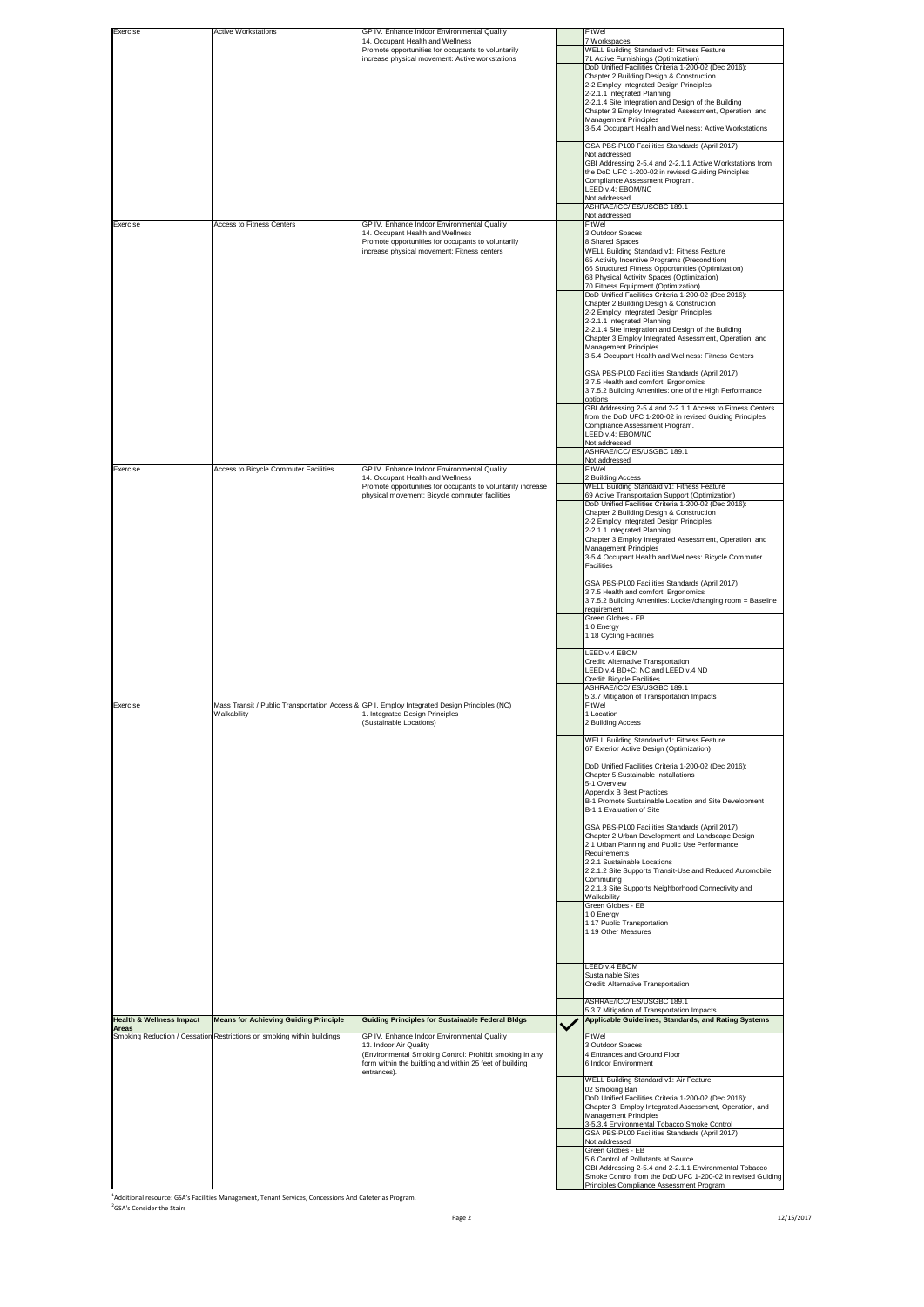| Exercise | Active Workstations | GP IV. Enhance Indoor Environmental Quality<br>14. Occupant Health and Wellness<br>Promote opportunities for occupants to voluntarily increase physical movement: Active workstations | | FitWel<br>7 Workspaces<br>WELL Building Standard v1: Fitness Feature<br>71 Active Furnishings (Optimization)<br>DoD Unified Facilities Criteria 1-200-02 (Dec 2016): Chapter 2 Building Design & Construction<br>2-2 Employ Integrated Design Principles<br>2-2.1.1 Integrated Planning<br>2-2.1.4 Site Integration and Design of the Building<br>Chapter 3 Employ Integrated Assessment, Operation, and Management Principles<br>3-5.4 Occupant Health and Wellness: Active Workstations<br><br>GSA PBS-P100 Facilities Standards (April 2017)<br>Not addressed<br>GBI Addressing 2-5.4 and 2-2.1.1 Active Workstations from the DoD UFC 1-200-02 in revised Guiding Principles Compliance Assessment Program.<br>LEED v.4: EBOM/NC<br>Not addressed<br>ASHRAE/ICC/IES/USGBC 189.1<br>Not addressed |
|---|---|---|---|---|
| Exercise | Access to Fitness Centers | GP IV. Enhance Indoor Environmental Quality<br>14. Occupant Health and Wellness<br>Promote opportunities for occupants to voluntarily increase physical movement: Fitness centers | | FitWel<br>3 Outdoor Spaces<br>8 Shared Spaces<br>WELL Building Standard v1: Fitness Feature<br>65 Activity Incentive Programs (Precondition)<br>66 Structured Fitness Opportunities (Optimization)<br>68 Physical Activity Spaces (Optimization)<br>70 Fitness Equipment (Optimization)<br>DoD Unified Facilities Criteria 1-200-02 (Dec 2016): Chapter 2 Building Design & Construction<br>2-2 Employ Integrated Design Principles<br>2-2.1.1 Integrated Planning<br>2-2.1.4 Site Integration and Design of the Building<br>Chapter 3 Employ Integrated Assessment, Operation, and Management Principles<br>3-5.4 Occupant Health and Wellness: Fitness Centers<br><br>GSA PBS-P100 Facilities Standards (April 2017)<br>3.7.5 Health and comfort: Ergonomics<br>3.7.5.2 Building Amenities: one of the High Performance options<br>GBI Addressing 2-5.4 and 2-2.1.1 Access to Fitness Centers from the DoD UFC 1-200-02 in revised Guiding Principles Compliance Assessment Program.<br>LEED v.4: EBOM/NC<br>Not addressed<br>ASHRAE/ICC/IES/USGBC 189.1<br>Not addressed |
| Exercise | Access to Bicycle Commuter Facilities | GP IV. Enhance Indoor Environmental Quality<br>14. Occupant Health and Wellness<br>Promote opportunities for occupants to voluntarily increase physical movement: Bicycle commuter facilities | | FitWel<br>2 Building Access<br>WELL Building Standard v1: Fitness Feature<br>69 Active Transportation Support (Optimization)<br>DoD Unified Facilities Criteria 1-200-02 (Dec 2016): Chapter 2 Building Design & Construction<br>2-2 Employ Integrated Design Principles<br>2-2.1.1 Integrated Planning<br>Chapter 3 Employ Integrated Assessment, Operation, and Management Principles<br>3-5.4 Occupant Health and Wellness: Bicycle Commuter Facilities<br><br>GSA PBS-P100 Facilities Standards (April 2017)<br>3.7.5 Health and comfort: Ergonomics<br>3.7.5.2 Building Amenities: Locker/changing room = Baseline requirement<br>Green Globes - EB<br>1.0 Energy<br>1.18 Cycling Facilities<br><br>LEED v.4 EBOM<br>Credit: Alternative Transportation<br>LEED v.4 BD+C: NC and LEED v.4 ND<br>Credit: Bicycle Facilities<br>ASHRAE/ICC/IES/USGBC 189.1<br>5.3.7 Mitigation of Transportation Impacts |
| Exercise | Mass Transit / Public Transportation Access & Walkability | GP I. Employ Integrated Design Principles (NC)<br>1. Integrated Design Principles<br>(Sustainable Locations) | | FitWel<br>1 Location<br>2 Building Access<br><br>WELL Building Standard v1: Fitness Feature<br>67 Exterior Active Design (Optimization)<br><br>DoD Unified Facilities Criteria 1-200-02 (Dec 2016): Chapter 5 Sustainable Installations<br>5-1 Overview<br>Appendix B Best Practices<br>B-1 Promote Sustainable Location and Site Development<br>B-1.1 Evaluation of Site<br><br>GSA PBS-P100 Facilities Standards (April 2017)<br>Chapter 2 Urban Development and Landscape Design<br>2.1 Urban Planning and Public Use Performance Requirements<br>2.2.1 Sustainable Locations<br>2.2.1.2 Site Supports Transit-Use and Reduced Automobile Commuting<br>2.2.1.3 Site Supports Neighborhood Connectivity and Walkability<br>Green Globes - EB<br>1.0 Energy<br>1.17 Public Transportation<br>1.19 Other Measures<br><br>LEED v.4 EBOM<br>Sustainable Sites<br>Credit: Alternative Transportation<br><br>ASHRAE/ICC/IES/USGBC 189.1<br>5.3.7 Mitigation of Transportation Impacts |
| **Health & Wellness Impact Areas** | **Means for Achieving Guiding Principle** | **Guiding Principles for Sustainable Federal Bldgs** | ✓ | **Applicable Guidelines, Standards, and Rating Systems** |
| Smoking Reduction / Cessation | Restrictions on smoking within buildings | GP IV. Enhance Indoor Environmental Quality<br>13. Indoor Air Quality<br>(Environmental Smoking Control: Prohibit smoking in any form within the building and within 25 feet of building entrances). | | FitWel<br>3 Outdoor Spaces<br>4 Entrances and Ground Floor<br>6 Indoor Environment<br>WELL Building Standard v1: Air Feature<br>02 Smoking Ban<br>DoD Unified Facilities Criteria 1-200-02 (Dec 2016): Chapter 3 Employ Integrated Assessment, Operation, and Management Principles<br>3-5.3.4 Environmental Tobacco Smoke Control<br>GSA PBS-P100 Facilities Standards (April 2017)<br>Not addressed<br>Green Globes - EB<br>5.6 Control of Pollutants at Source<br>GBI Addressing 2-5.4 and 2-2.1.1 Environmental Tobacco Smoke Control from the DoD UFC 1-200-02 in revised Guiding Principles Compliance Assessment Program |

[1]Additional resource: GSA's Facilities Management, Tenant Services, Concessions And Cafeterias Program.
[2]GSA's Consider the Stairs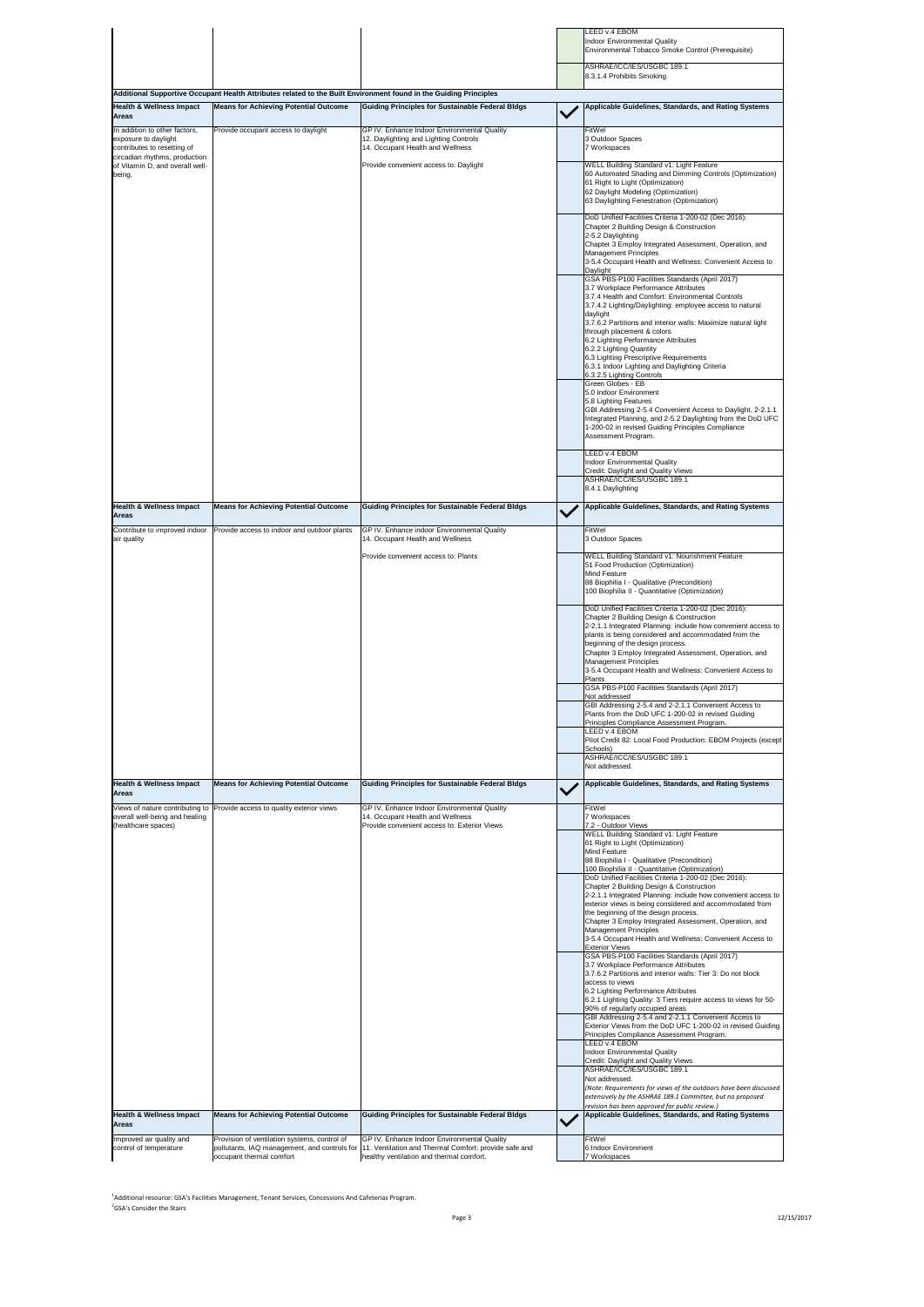| | | | | |
|---|---|---|---|---|
| | | | | LEED v.4 EBOM<br>Indoor Environmental Quality<br>Environmental Tobacco Smoke Control (Prerequisite)<br><br>ASHRAE/ICC/IES/USGBC 189.1<br>8.3.1.4 Prohibits Smoking |

**Additional Supportive Occupant Health Attributes related to the Built Environment found in the Guiding Principles**

| Health & Wellness Impact Areas | Means for Achieving Potential Outcome | Guiding Principles for Sustainable Federal Bldgs | ✓ | Applicable Guidelines, Standards, and Rating Systems |
|---|---|---|---|---|
| In addition to other factors, exposure to daylight contributes to resetting of circadian rhythms, production of Vitamin D, and overall well-being. | Provide occupant access to daylight | GP IV. Enhance Indoor Environmental Quality<br>12. Daylighting and Lighting Controls<br>14. Occupant Health and Wellness<br><br>Provide convenient access to: Daylight | | FitWel<br>3 Outdoor Spaces<br>7 Workspaces<br><br>WELL Building Standard v1: Light Feature<br>60 Automated Shading and Dimming Controls (Optimization)<br>61 Right to Light (Optimization)<br>62 Daylight Modeling (Optimization)<br>63 Daylighting Fenestration (Optimization)<br><br>DoD Unified Facilities Criteria 1-200-02 (Dec 2016):<br>Chapter 2 Building Design & Construction<br>2-5.2 Daylighting<br>Chapter 3 Employ Integrated Assessment, Operation, and Management Principles<br>3-5.4 Occupant Health and Wellness: Convenient Access to Daylight<br><br>GSA PBS-P100 Facilities Standards (April 2017)<br>3.7 Workplace Performance Attributes<br>3.7.4 Health and Comfort: Environmental Controls<br>3.7.4.2 Lighting/Daylighting: employee access to natural daylight<br>3.7.6.2 Partitions and interior walls: Maximize natural light through placement & colors<br>6.2 Lighting Performance Attributes<br>6.2.2 Lighting Quantity<br>6.3 Lighting Prescriptive Requirements<br>6.3.1 Indoor Lighting and Daylighting Criteria<br>6.3.2.5 Lighting Controls<br><br>Green Globes - EB<br>5.0 Indoor Environment<br>5.8 Lighting Features<br>GBI Addressing 2-5.4 Convenient Access to Daylight, 2-2.1.1 Integrated Planning, and 2-5.2 Daylighting from the DoD UFC 1-200-02 in revised Guiding Principles Compliance Assessment Program.<br><br>LEED v.4 EBOM<br>Indoor Environmental Quality<br>Credit: Daylight and Quality Views<br><br>ASHRAE/ICC/IES/USGBC 189.1<br>8.4.1 Daylighting |

| Health & Wellness Impact Areas | Means for Achieving Potential Outcome | Guiding Principles for Sustainable Federal Bldgs | ✓ | Applicable Guidelines, Standards, and Rating Systems |
|---|---|---|---|---|
| Contribute to improved indoor air quality | Provide access to indoor and outdoor plants | GP IV. Enhance indoor Environmental Quality<br>14. Occupant Health and Wellness<br><br>Provide convenient access to: Plants | | FitWel<br>3 Outdoor Spaces<br><br>WELL Building Standard v1: Nourishment Feature<br>51 Food Production (Optimization)<br>Mind Feature<br>88 Biophilia I - Qualitative (Precondition)<br>100 Biophilia II - Quantitative (Optimization)<br><br>DoD Unified Facilities Criteria 1-200-02 (Dec 2016):<br>Chapter 2 Building Design & Construction<br>2-2.1.1 Integrated Planning: include how convenient access to plants is being considered and accommodated from the beginning of the design process.<br>Chapter 3 Employ Integrated Assessment, Operation, and Management Principles<br>3-5.4 Occupant Health and Wellness: Convenient Access to Plants<br><br>GSA PBS-P100 Facilities Standards (April 2017)<br>Not addressed<br><br>GBI Addressing 2-5.4 and 2-2.1.1 Convenient Access to Plants from the DoD UFC 1-200-02 in revised Guiding Principles Compliance Assessment Program.<br><br>LEED v.4 EBOM<br>Pilot Credit 82: Local Food Production: EBOM Projects (except Schools)<br><br>ASHRAE/ICC/IES/USGBC 189.1<br>Not addressed. |

| Health & Wellness Impact Areas | Means for Achieving Potential Outcome | Guiding Principles for Sustainable Federal Bldgs | ✓ | Applicable Guidelines, Standards, and Rating Systems |
|---|---|---|---|---|
| Views of nature contributing to overall well-being and healing (healthcare spaces) | Provide access to quality exterior views | GP IV. Enhance Indoor Environmental Quality<br>14. Occupant Health and Wellness<br>Provide convenient access to: Exterior Views | | FitWel<br>7 Workspaces<br>7.2 - Outdoor Views<br><br>WELL Building Standard v1: Light Feature<br>61 Right to Light (Optimization)<br>Mind Feature<br>88 Biophilia I - Qualitative (Precondition)<br>100 Biophilia II - Quantitative (Optimization)<br><br>DoD Unified Facilities Criteria 1-200-02 (Dec 2016):<br>Chapter 2 Building Design & Construction<br>2-2.1.1 Integrated Planning: include how convenient access to exterior views is being considered and accommodated from the beginning of the design process.<br>Chapter 3 Employ Integrated Assessment, Operation, and Management Principles<br>3-5.4 Occupant Health and Wellness: Convenient Access to Exterior Views<br><br>GSA PBS-P100 Facilities Standards (April 2017)<br>3.7 Workplace Performance Attributes<br>3.7.6.2 Partitions and interior walls: Tier 3: Do not block access to views<br>6.2 Lighting Performance Attributes<br>6.2.1 Lighting Quality: 3 Tiers require access to views for 50-90% of regularly occupied areas<br><br>GBI Addressing 2-5.4 and 2-2.1.1 Convenient Access to Exterior Views from the DoD UFC 1-200-02 in revised Guiding Principles Compliance Assessment Program.<br><br>LEED v.4 EBOM<br>Indoor Environmental Quality<br>Credit: Daylight and Quality Views<br><br>ASHRAE/ICC/IES/USGBC 189.1<br>Not addressed.<br>*(Note: Requirements for views of the outdoors have been discussed extensively by the ASHRAE 189.1 Committee, but no proposed revision has been approved for public review.)* |

| Health & Wellness Impact Areas | Means for Achieving Potential Outcome | Guiding Principles for Sustainable Federal Bldgs | ✓ | Applicable Guidelines, Standards, and Rating Systems |
|---|---|---|---|---|
| Improved air quality and control of temperature | Provision of ventilation systems, control of pollutants, IAQ management, and controls for occupant thermal comfort | GP IV. Enhance Indoor Environmental Quality<br>11. Ventilation and Thermal Comfort: provide safe and healthy ventilation and thermal comfort. | | FitWel<br>6 Indoor Environment<br>7 Workspaces |

[1]Additional resource: GSA's Facilities Management, Tenant Services, Concessions And Cafeterias Program.
[2]GSA's Consider the Stairs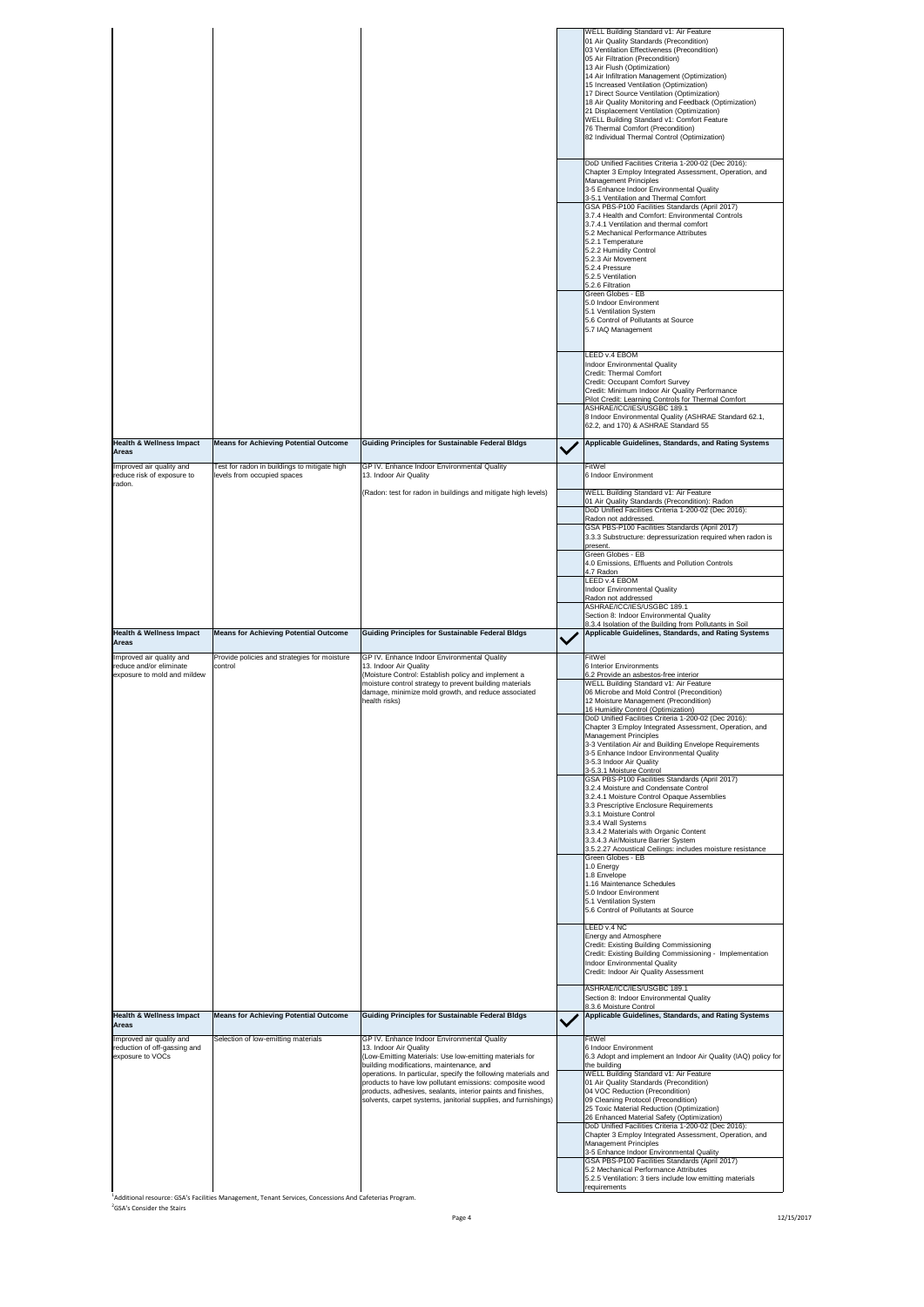| Health & Wellness Impact Areas | Means for Achieving Potential Outcome | Guiding Principles for Sustainable Federal Bldgs | | Applicable Guidelines, Standards, and Rating Systems |
|---|---|---|---|---|
| | | | | WELL Building Standard v1: Air Feature<br>01 Air Quality Standards (Precondition)<br>03 Ventilation Effectiveness (Precondition)<br>05 Air Filtration (Precondition)<br>13 Air Flush (Optimization)<br>14 Air Infiltration Management (Optimization)<br>15 Increased Ventilation (Optimization)<br>17 Direct Source Ventilation (Optimization)<br>18 Air Quality Monitoring and Feedback (Optimization)<br>21 Displacement Ventilation (Optimization)<br>WELL Building Standard v1: Comfort Feature<br>76 Thermal Comfort (Precondition)<br>82 Individual Thermal Control (Optimization) |
| | | | | DoD Unified Facilities Criteria 1-200-02 (Dec 2016):<br>Chapter 3 Employ Integrated Assessment, Operation, and Management Principles<br>3-5 Enhance Indoor Environmental Quality<br>3-5.1 Ventilation and Thermal Comfort |
| | | | | GSA PBS-P100 Facilities Standards (April 2017)<br>3.7.4 Health and Comfort: Environmental Controls<br>3.7.4.1 Ventilation and thermal comfort<br>5.2 Mechanical Performance Attributes<br>5.2.1 Temperature<br>5.2.2 Humidity Control<br>5.2.3 Air Movement<br>5.2.4 Pressure<br>5.2.5 Ventilation<br>5.2.6 Filtration |
| | | | | Green Globes - EB<br>5.0 Indoor Environment<br>5.1 Ventilation System<br>5.6 Control of Pollutants at Source<br>5.7 IAQ Management |
| | | | | LEED v.4 EBOM<br>Indoor Environmental Quality<br>Credit: Thermal Comfort<br>Credit: Occupant Comfort Survey<br>Credit: Minimum Indoor Air Quality Performance<br>Pilot Credit: Learning Controls for Thermal Comfort |
| | | | | ASHRAE/ICC/IES/USGBC 189.1<br>8 Indoor Environmental Quality (ASHRAE Standard 62.1, 62.2, and 170) & ASHRAE Standard 55 |
| **Health & Wellness Impact Areas** | **Means for Achieving Potential Outcome** | **Guiding Principles for Sustainable Federal Bldgs** | ✓ | **Applicable Guidelines, Standards, and Rating Systems** |
| Improved air quality and reduce risk of exposure to radon. | Test for radon in buildings to mitigate high levels from occupied spaces | GP IV. Enhance Indoor Environmental Quality<br>13. Indoor Air Quality<br><br>(Radon: test for radon in buildings and mitigate high levels) | | FitWel<br>6 Indoor Environment |
| | | | | WELL Building Standard v1: Air Feature<br>01 Air Quality Standards (Precondition): Radon |
| | | | | DoD Unified Facilities Criteria 1-200-02 (Dec 2016):<br>Radon not addressed. |
| | | | | GSA PBS-P100 Facilities Standards (April 2017)<br>3.3.3 Substructure: depressurization required when radon is present. |
| | | | | Green Globes - EB<br>4.0 Emissions, Effluents and Pollution Controls<br>4.7 Radon |
| | | | | LEED v.4 EBOM<br>Indoor Environmental Quality<br>Radon not addressed |
| | | | | ASHRAE/ICC/IES/USGBC 189.1<br>Section 8: Indoor Environmental Quality<br>8.3.4 Isolation of the Building from Pollutants in Soil |
| **Health & Wellness Impact Areas** | **Means for Achieving Potential Outcome** | **Guiding Principles for Sustainable Federal Bldgs** | ✓ | **Applicable Guidelines, Standards, and Rating Systems** |
| Improved air quality and reduce and/or eliminate exposure to mold and mildew | Provide policies and strategies for moisture control | GP IV. Enhance Indoor Environmental Quality<br>13. Indoor Air Quality<br>(Moisture Control: Establish policy and implement a moisture control strategy to prevent building materials damage, minimize mold growth, and reduce associated health risks) | | FitWel<br>6 Interior Environments<br>6.2 Provide an asbestos-free interior |
| | | | | WELL Building Standard v1: Air Feature<br>06 Microbe and Mold Control (Precondition)<br>12 Moisture Management (Precondition)<br>16 Humidity Control (Optimization) |
| | | | | DoD Unified Facilities Criteria 1-200-02 (Dec 2016):<br>Chapter 3 Employ Integrated Assessment, Operation, and Management Principles<br>3-3 Ventilation Air and Building Envelope Requirements<br>3-5 Enhance Indoor Environmental Quality<br>3-5.3 Indoor Air Quality<br>3-5.3.1 Moisture Control |
| | | | | GSA PBS-P100 Facilities Standards (April 2017)<br>3.2.4 Moisture and Condensate Control<br>3.2.4.1 Moisture Control Opaque Assemblies<br>3.3 Prescriptive Enclosure Requirements<br>3.3.1 Moisture Control<br>3.3.4 Wall Systems<br>3.3.4.2 Materials with Organic Content<br>3.3.4.3 Air/Moisture Barrier System<br>3.5.2.27 Acoustical Ceilings: includes moisture resistance |
| | | | | Green Globes - EB<br>1.0 Energy<br>1.8 Envelope<br>1.16 Maintenance Schedules<br>5.0 Indoor Environment<br>5.1 Ventilation System<br>5.6 Control of Pollutants at Source |
| | | | | LEED v.4 NC<br>Energy and Atmosphere<br>Credit: Existing Building Commissioning<br>Credit: Existing Building Commissioning - Implementation<br>Indoor Environmental Quality<br>Credit: Indoor Air Quality Assessment |
| | | | | ASHRAE/ICC/IES/USGBC 189.1<br>Section 8: Indoor Environmental Quality<br>8.3.6 Moisture Control |
| **Health & Wellness Impact Areas** | **Means for Achieving Potential Outcome** | **Guiding Principles for Sustainable Federal Bldgs** | ✓ | **Applicable Guidelines, Standards, and Rating Systems** |
| Improved air quality and reduction of off-gassing and exposure to VOCs | Selection of low-emitting materials | GP IV. Enhance Indoor Environmental Quality<br>13. Indoor Air Quality<br>(Low-Emitting Materials: Use low-emitting materials for building modifications, maintenance, and operations. In particular, specify the following materials and products to have low pollutant emissions: composite wood products, adhesives, sealants, interior paints and finishes, solvents, carpet systems, janitorial supplies, and furnishings) | | FitWel<br>6 Indoor Environment<br>6.3 Adopt and implement an Indoor Air Quality (IAQ) policy for the building |
| | | | | WELL Building Standard v1: Air Feature<br>01 Air Quality Standards (Precondition)<br>04 VOC Reduction (Precondition)<br>09 Cleaning Protocol (Precondition)<br>25 Toxic Material Reduction (Optimization)<br>26 Enhanced Material Safety (Optimization) |
| | | | | DoD Unified Facilities Criteria 1-200-02 (Dec 2016):<br>Chapter 3 Employ Integrated Assessment, Operation, and Management Principles<br>3-5 Enhance Indoor Environmental Quality |
| | | | | GSA PBS-P100 Facilities Standards (April 2017)<br>5.2 Mechanical Performance Attributes<br>5.2.5 Ventilation: 3 tiers include low emitting materials requirements |

[1]Additional resource: GSA's Facilities Management, Tenant Services, Concessions And Cafeterias Program.
[2]GSA's Consider the Stairs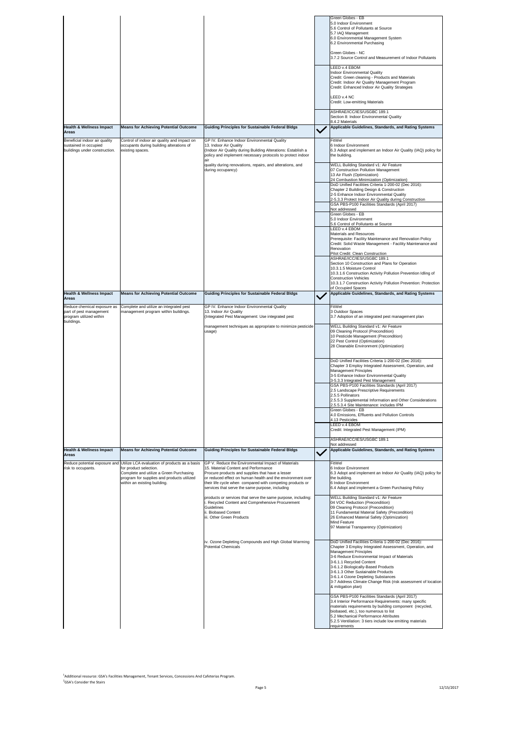| | | | | |
|---|---|---|---|---|
| | | | | Green Globes - EB<br>5.0 Indoor Environment<br>5.6 Control of Pollutants at Source<br>5.7 IAQ Management<br>6.0 Environmental Management System<br>6.2 Environmental Purchasing<br><br>Green Globes - NC<br>3.7.2 Source Control and Measurement of Indoor Pollutants<br><br>LEED v.4 EBOM<br>Indoor Environmental Quality<br>Credit: Green cleaning - Products and Materials<br>Credit: Indoor Air Quality Management Program<br>Credit: Enhanced Indoor Air Quality Strategies<br><br>LEED v.4 NC<br>Credit: Low-emitting Materials<br><br>ASHRAE/ICC/IES/USGBC 189.1<br>Section 8: Indoor Environmental Quality<br>8.4.2 Materials |
| **Health & Wellness Impact Areas** | **Means for Achieving Potential Outcome** | **Guiding Principles for Sustainable Federal Bldgs** | ✓ | **Applicable Guidelines, Standards, and Rating Systems** |
| Beneficial indoor air quality sustained in occupied buildings under construction. | Control of indoor air quality and impact on occupants during building alterations of existing spaces. | GP IV. Enhance Indoor Environmental Quality<br>13. Indoor Air Quality<br>(Indoor Air Quality during Building Alterations: Establish a policy and implement necessary protocols to protect indoor air<br>quality during renovations, repairs, and alterations, and during occupancy) | | FitWel<br>6 Indoor Environment<br>6.3 Adopt and implement an Indoor Air Quality (IAQ) policy for the building.<br><br>WELL Building Standard v1: Air Feature<br>07 Construction Pollution Management<br>13 Air Flush (Optimization)<br>24 Combustion Minimization (Optimization)<br><br>DoD Unified Facilities Criteria 1-200-02 (Dec 2016):<br>Chapter 2 Building Design & Construction<br>2-5 Enhance Indoor Environmental Quality<br>2-5.3.3 Protect Indoor Air Quality during Construction<br><br>GSA PBS-P100 Facilities Standards (April 2017)<br>Not addressed<br><br>Green Globes - EB<br>5.0 Indoor Environment<br>5.6 Control of Pollutants at Source<br><br>LEED v.4 EBOM<br>Materials and Resources<br>Prerequisite: Facility Maintenance and Renovation Policy<br>Credit: Solid Waste Management - Facility Maintenance and Renovation<br>Pilot Credit: Clean Construction<br><br>ASHRAE/ICC/IES/USGBC 189.1<br>Section 10 Construction and Plans for Operation<br>10.3.1.5 Moisture Control<br>10.3.1.6 Construction Activity Pollution Prevention Idling of Construction Vehicles<br>10.3.1.7 Construction Activity Pollution Prevention: Protection of Occupied Spaces |
| **Health & Wellness Impact Areas** | **Means for Achieving Potential Outcome** | **Guiding Principles for Sustainable Federal Bldgs** | ✓ | **Applicable Guidelines, Standards, and Rating Systems** |
| Reduce chemical exposure as part of pest management program utilized within buildings. | Complete and utilize an integrated pest management program within buildings. | GP IV. Enhance Indoor Environmental Quality<br>13. Indoor Air Quality<br>(Integrated Pest Management: Use integrated pest<br>management techniques as appropriate to minimize pesticide usage) | | FitWel<br>3 Outdoor Spaces<br>3.7 Adoption of an integrated pest management plan<br><br>WELL Building Standard v1: Air Feature<br>09 Cleaning Protocol (Precondition)<br>10 Pesticide Management (Precondition)<br>22 Pest Control (Optimization)<br>28 Cleanable Environment (Optimization)<br><br>DoD Unified Facilities Criteria 1-200-02 (Dec 2016):<br>Chapter 3 Employ Integrated Assessment, Operation, and Management Principles<br>3-5 Enhance Indoor Environmental Quality<br>3-5.3.3 Integrated Pest Management<br><br>GSA PBS-P100 Facilities Standards (April 2017)<br>2.5 Landscape Prescriptive Requirements<br>2.5.5 Pollinators<br>2.5.5.3 Supplemental Information and Other Considerations<br>2.5.5.3.4 Site Maintenance: includes IPM<br><br>Green Globes - EB<br>4.0 Emissions, Effluents and Pollution Controls<br>4.13 Pesticides<br><br>LEED v.4 EBOM<br>Credit: Integrated Pest Management (IPM)<br><br>ASHRAE/ICC/IES/USGBC 189.1<br>Not addressed |
| **Health & Wellness Impact Areas** | **Means for Achieving Potential Outcome** | **Guiding Principles for Sustainable Federal Bldgs** | ✓ | **Applicable Guidelines, Standards, and Rating Systems** |
| Reduce potential exposure and risk to occupants. | Utilize LCA evaluation of products as a basis for product selection.<br>Complete and utilize a Green Purchasing program for supplies and products utilized within an existing building. | GP V. Reduce the Environmental Impact of Materials<br>15. Material Content and Performance<br>Procure products and supplies that have a lesser or reduced effect on human health and the environment over their life cycle when compared with competing products or services that serve the same purpose, including<br>products or services that serve the same purpose, including:<br>i. Recycled Content and Comprehensive Procurement Guidelines<br>ii. Biobased Content<br>iii. Other Green Products<br><br>iv. Ozone Depleting Compounds and High Global Warming Potential Chemicals | | FitWel<br>6 Indoor Environment<br>6.3 Adopt and implement an Indoor Air Quality (IAQ) policy for the building.<br>6 Indoor Environment<br>6.4 Adopt and implement a Green Purchasing Policy<br><br>WELL Building Standard v1: Air Feature<br>04 VOC Reduction (Precondition)<br>09 Cleaning Protocol (Precondition)<br>11 Fundamental Material Safety (Precondition)<br>26 Enhanced Material Safety (Optimization)<br>Mind Feature<br>97 Material Transparency (Optimization)<br><br>DoD Unified Facilities Criteria 1-200-02 (Dec 2016):<br>Chapter 3 Employ Integrated Assessment, Operation, and Management Principles<br>3-6 Reduce Environmental Impact of Materials<br>3-6.1.1 Recycled Content<br>3-6.1.2 Biologically-Based Products<br>3-6.1.3 Other Sustainable Products<br>3-6.1.4 Ozone Depleting Substances<br>3-7 Address Climate Change Risk (risk assessment of location & mitigation plan)<br><br>GSA PBS-P100 Facilities Standards (April 2017)<br>3.4 Interior Performance Requirements: many specific materials requirements by building component (recycled, biobased, etc.), too numerous to list<br>5.2 Mechanical Performance Attributes<br>5.2.5 Ventilation: 3 tiers include low emitting materials requirements |

[1]Additional resource: GSA's Facilities Management, Tenant Services, Concessions And Cafeterias Program.
[2]GSA's Consider the Stairs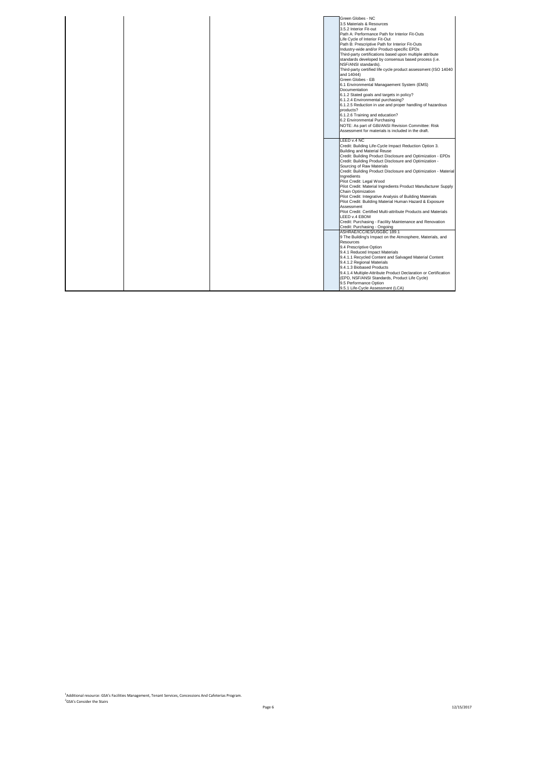| | | | | |
|---|---|---|---|---|
| | | | | Green Globes - NC<br>3.5 Materials & Resources<br>3.5.2 Interior Fit-out<br>Path A: Performance Path for Interior Fit-Outs<br>Life Cycle of Interior Fit-Out<br>Path B: Prescriptive Path for Interior Fit-Outs<br>Industry-wide and/or Product-specific EPDs<br>Third-party certifications based upon multiple attribute standards developed by consensus based process (i.e. NSF/ANSI standards).<br>Third-party certified life cycle product assessment (ISO 14040 and 14044)<br>Green Globes - EB<br>6.1 Environmental Managaement System (EMS) Documentation<br>6.1.2 Stated goals and targets in policy?<br>6.1.2.4 Environmental purchasing?<br>6.1.2.5 Reduction in use and proper handling of hazardous products?<br>6.1.2.6 Training and education?<br>6.2 Environmental Purchasing<br>NOTE: As part of GBI/ANSI Revision Committee: Risk Assessment for materials is included in the draft. |
| | | | | LEED v.4 NC<br>Credit: Building Life-Cycle Impact Reduction Option 3. Building and Material Reuse<br>Credit: Building Product Disclosure and Optimization - EPDs<br>Credit: Building Product Disclosure and Optimization - Sourcing of Raw Materials<br>Credit: Building Product Disclosure and Optimization - Material Ingredients<br>Pilot Credit: Legal Wood<br>Pilot Credit: Material Ingredients Product Manufacturer Supply Chain Optimization<br>Pilot Credit: Integrative Analysis of Building Materials<br>Pilot Credit: Building Material Human Hazard & Exposure Assessment<br>Pilot Credit: Certified Multi-attribute Products and Materials<br>LEED v.4 EBOM<br>Credit: Purchasing - Facility Maintenance and Renovation<br>Credit: Purchasing - Ongoing |
| | | | | ASHRAE/ICC/IES/USGBC 189.1<br>9 The Building's Impact on the Atmosphere, Materials, and Resources<br>9.4 Prescriptive Option<br>9.4.1 Reduced Impact Materials<br>9.4.1.1 Recycled Content and Salvaged Material Content<br>9.4.1.2 Regional Materials<br>9.4.1.3 Biobased Products<br>9.4.1.4 Multiple-Attribute Product Declaration or Certification (EPD, NSF/ANSI Standards, Product Life Cycle)<br>9.5 Performance Option<br>9.5.1 Life-Cycle Assessment (LCA) |

[1]Additional resource: GSA's Facilities Management, Tenant Services, Concessions And Cafeterias Program.

[2]GSA's Consider the Stairs